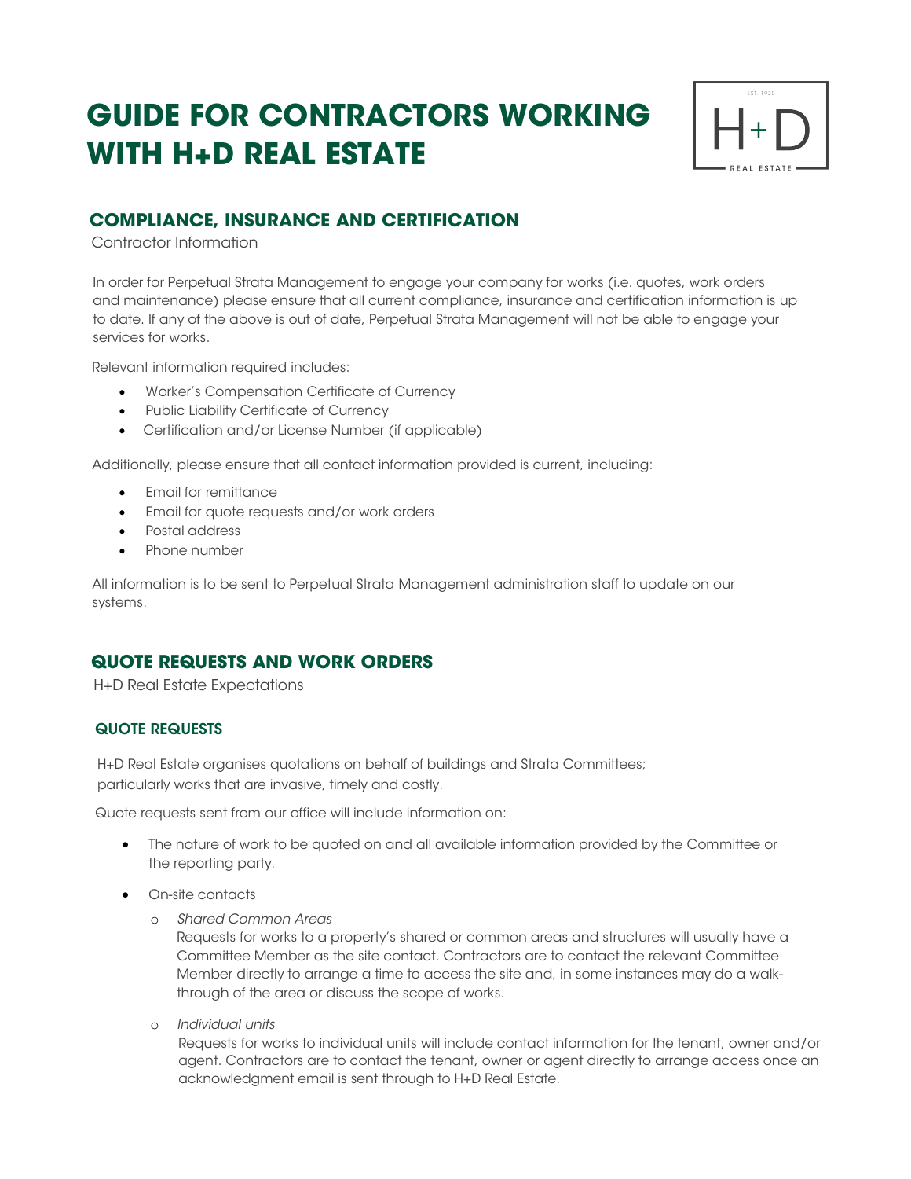# GUIDE FOR CONTRACTORS WORKING WITH H+D REAL ESTATE

## COMPLIANCE, INSURANCE AND CERTIFICATION

Contractor Information

In order for Perpetual Strata Management to engage your company for works (i.e. quotes, work orders and maintenance) please ensure that all current compliance, insurance and certification information is up to date. If any of the above is out of date, Perpetual Strata Management will not be able to engage your services for works.

Relevant information required includes:

- Worker's Compensation Certificate of Currency
- Public Liability Certificate of Currency
- Certification and/or License Number (if applicable)

Additionally, please ensure that all contact information provided is current, including:

- Email for remittance
- Email for quote requests and/or work orders
- Postal address
- Phone number

All information is to be sent to Perpetual Strata Management administration staff to update on our systems.

## QUOTE REQUESTS AND WORK ORDERS

H+D Real Estate Expectations

### QUOTE REQUESTS

H+D Real Estate organises quotations on behalf of buildings and Strata Committees; particularly works that are invasive, timely and costly.

Quote requests sent from our office will include information on:

- The nature of work to be quoted on and all available information provided by the Committee or the reporting party.
- On-site contacts
  - *Shared Common Areas*
    Requests for works to a property's shared or common areas and structures will usually have a Committee Member as the site contact. Contractors are to contact the relevant Committee Member directly to arrange a time to access the site and, in some instances may do a walk-through of the area or discuss the scope of works.
  - *Individual units*
    Requests for works to individual units will include contact information for the tenant, owner and/or agent. Contractors are to contact the tenant, owner or agent directly to arrange access once an acknowledgment email is sent through to H+D Real Estate.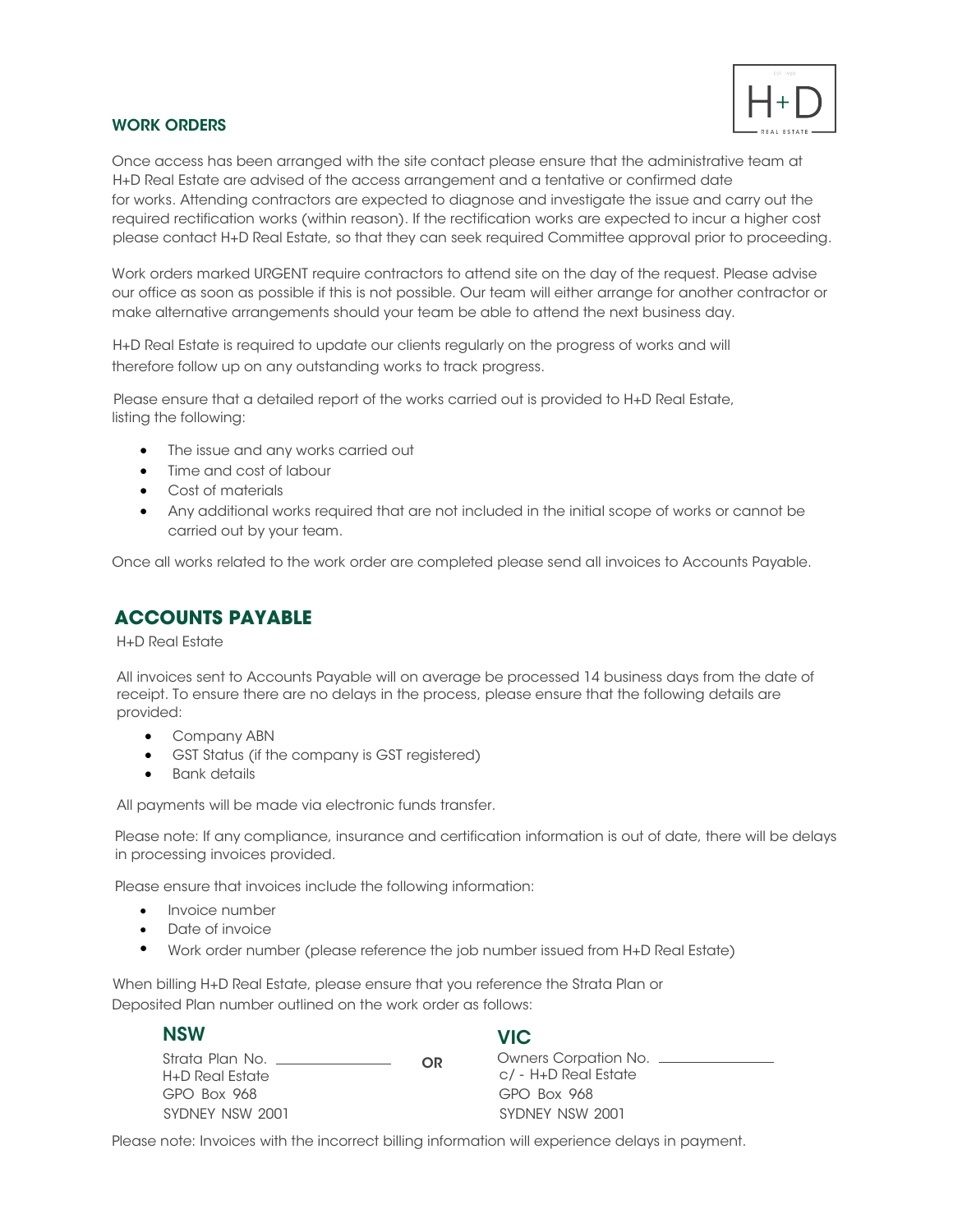## WORK ORDERS

Once access has been arranged with the site contact please ensure that the administrative team at H+D Real Estate are advised of the access arrangement and a tentative or confirmed date for works. Attending contractors are expected to diagnose and investigate the issue and carry out the required rectification works (within reason). If the rectification works are expected to incur a higher cost please contact H+D Real Estate, so that they can seek required Committee approval prior to proceeding.

Work orders marked URGENT require contractors to attend site on the day of the request. Please advise our office as soon as possible if this is not possible. Our team will either arrange for another contractor or make alternative arrangements should your team be able to attend the next business day.

H+D Real Estate is required to update our clients regularly on the progress of works and will therefore follow up on any outstanding works to track progress.

Please ensure that a detailed report of the works carried out is provided to H+D Real Estate, listing the following:

- The issue and any works carried out
- Time and cost of labour
- Cost of materials
- Any additional works required that are not included in the initial scope of works or cannot be carried out by your team.

Once all works related to the work order are completed please send all invoices to Accounts Payable.

## ACCOUNTS PAYABLE

H+D Real Estate

All invoices sent to Accounts Payable will on average be processed 14 business days from the date of receipt. To ensure there are no delays in the process, please ensure that the following details are provided:

- Company ABN
- GST Status (if the company is GST registered)
- Bank details

All payments will be made via electronic funds transfer.

Please note: If any compliance, insurance and certification information is out of date, there will be delays in processing invoices provided.

Please ensure that invoices include the following information:

- Invoice number
- Date of invoice
- Work order number (please reference the job number issued from H+D Real Estate)

When billing H+D Real Estate, please ensure that you reference the Strata Plan or Deposited Plan number outlined on the work order as follows:

### NSW

Strata Plan No. ______________
H+D Real Estate
GPO Box 968
SYDNEY NSW 2001

**OR**

### VIC

Owners Corpation No. ______________
c/ - H+D Real Estate
GPO Box 968
SYDNEY NSW 2001

Please note: Invoices with the incorrect billing information will experience delays in payment.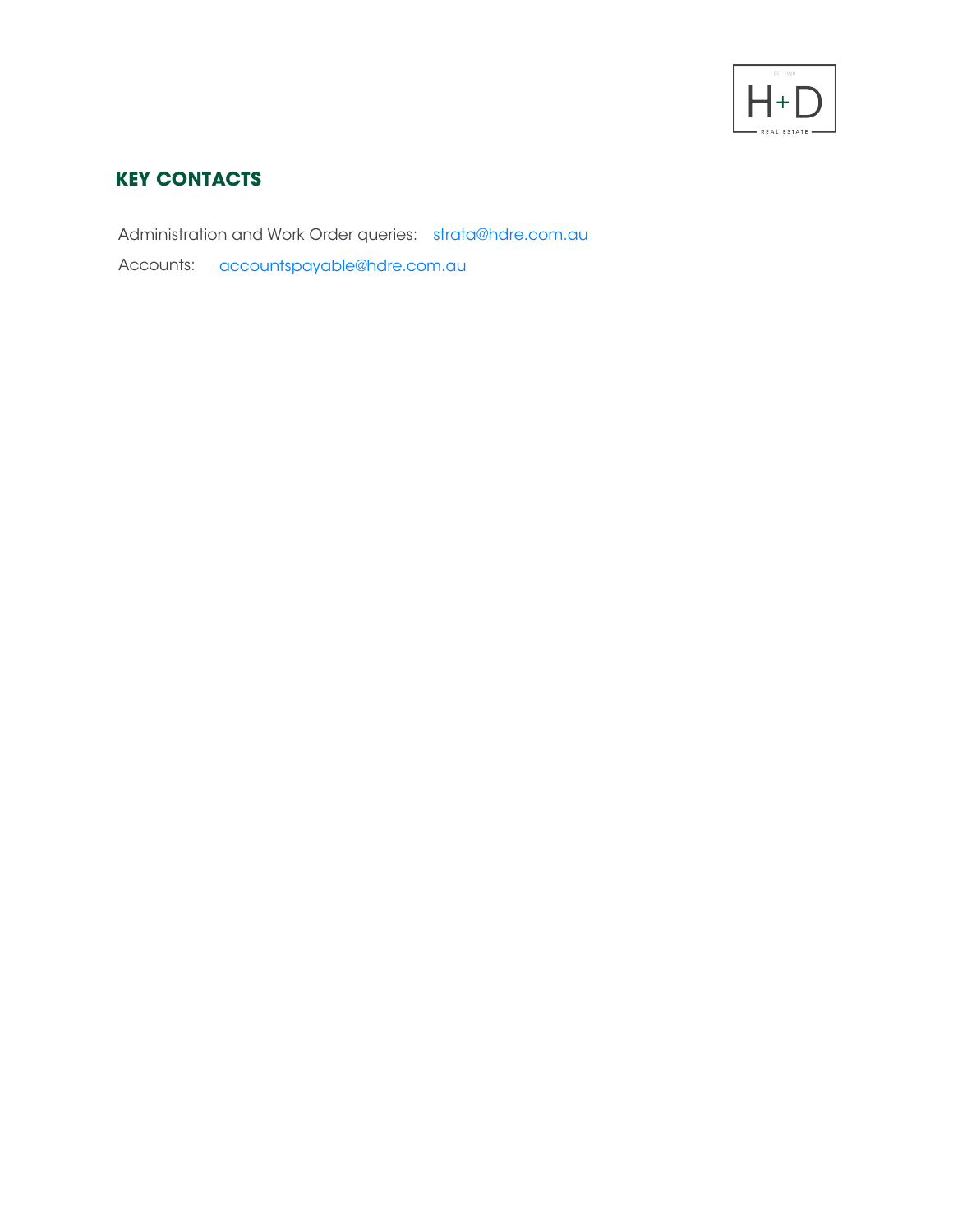## KEY CONTACTS

Administration and Work Order queries: strata@hdre.com.au

Accounts: accountspayable@hdre.com.au